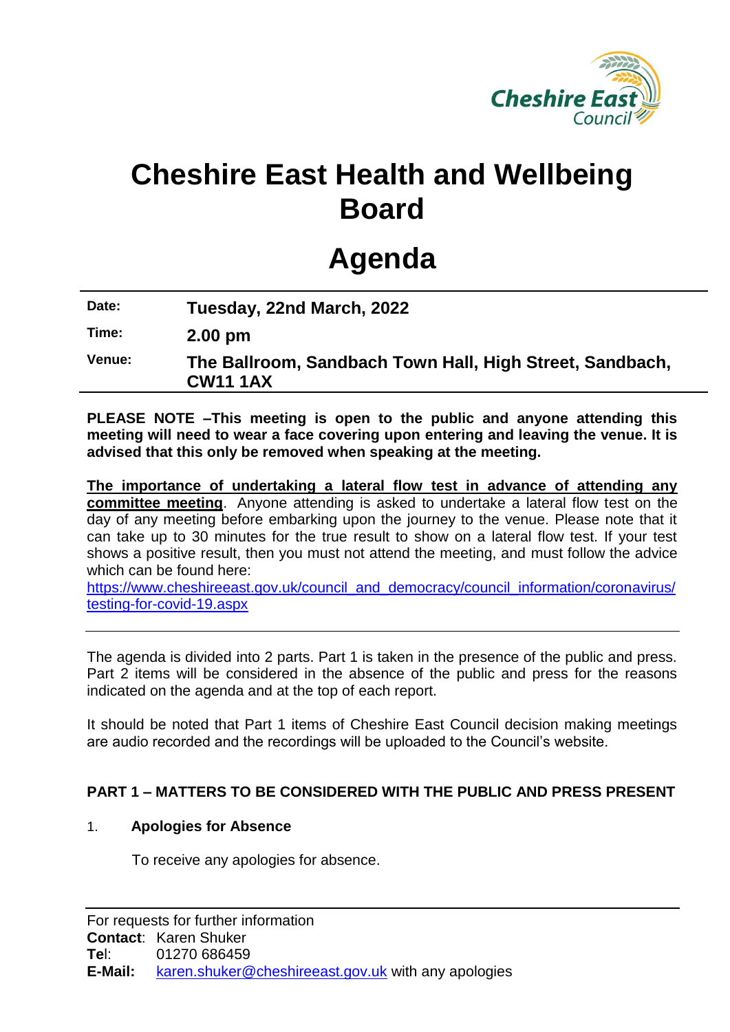# Cheshire East Health and Wellbeing Board

# Agenda

| | |
|---|---|
| **Date:** | **Tuesday, 22nd March, 2022** |
| **Time:** | **2.00 pm** |
| **Venue:** | **The Ballroom, Sandbach Town Hall, High Street, Sandbach, CW11 1AX** |

**PLEASE NOTE –This meeting is open to the public and anyone attending this meeting will need to wear a face covering upon entering and leaving the venue. It is advised that this only be removed when speaking at the meeting.**

**The importance of undertaking a lateral flow test in advance of attending any committee meeting**. Anyone attending is asked to undertake a lateral flow test on the day of any meeting before embarking upon the journey to the venue. Please note that it can take up to 30 minutes for the true result to show on a lateral flow test. If your test shows a positive result, then you must not attend the meeting, and must follow the advice which can be found here:
https://www.cheshireeast.gov.uk/council_and_democracy/council_information/coronavirus/testing-for-covid-19.aspx

---

The agenda is divided into 2 parts. Part 1 is taken in the presence of the public and press. Part 2 items will be considered in the absence of the public and press for the reasons indicated on the agenda and at the top of each report.

It should be noted that Part 1 items of Cheshire East Council decision making meetings are audio recorded and the recordings will be uploaded to the Council's website.

**PART 1 – MATTERS TO BE CONSIDERED WITH THE PUBLIC AND PRESS PRESENT**

1. **Apologies for Absence**

   To receive any apologies for absence.

---

For requests for further information
**Contact**: Karen Shuker
**Tel**: 01270 686459
**E-Mail:** karen.shuker@cheshireeast.gov.uk with any apologies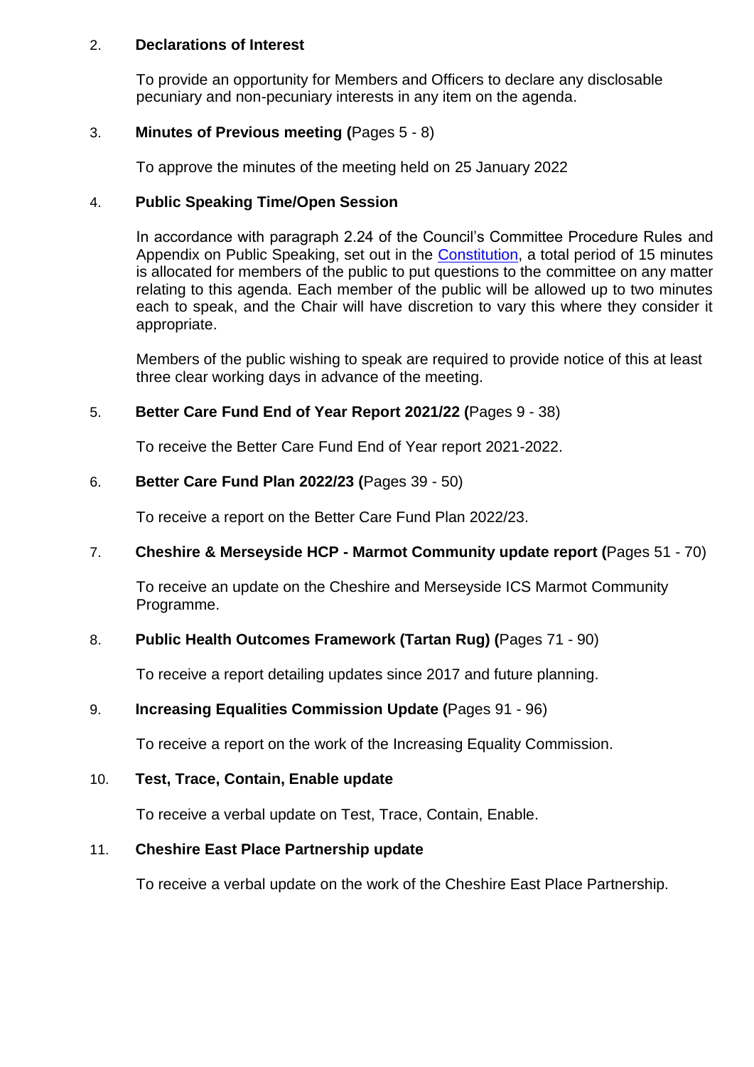2. **Declarations of Interest**

   To provide an opportunity for Members and Officers to declare any disclosable pecuniary and non-pecuniary interests in any item on the agenda.

3. **Minutes of Previous meeting (**Pages 5 - 8)

   To approve the minutes of the meeting held on 25 January 2022

4. **Public Speaking Time/Open Session**

   In accordance with paragraph 2.24 of the Council's Committee Procedure Rules and Appendix on Public Speaking, set out in the Constitution, a total period of 15 minutes is allocated for members of the public to put questions to the committee on any matter relating to this agenda. Each member of the public will be allowed up to two minutes each to speak, and the Chair will have discretion to vary this where they consider it appropriate.

   Members of the public wishing to speak are required to provide notice of this at least three clear working days in advance of the meeting.

5. **Better Care Fund End of Year Report 2021/22 (**Pages 9 - 38)

   To receive the Better Care Fund End of Year report 2021-2022.

6. **Better Care Fund Plan 2022/23 (**Pages 39 - 50)

   To receive a report on the Better Care Fund Plan 2022/23.

7. **Cheshire & Merseyside HCP - Marmot Community update report (**Pages 51 - 70)

   To receive an update on the Cheshire and Merseyside ICS Marmot Community Programme.

8. **Public Health Outcomes Framework (Tartan Rug) (**Pages 71 - 90)

   To receive a report detailing updates since 2017 and future planning.

9. **Increasing Equalities Commission Update (**Pages 91 - 96)

   To receive a report on the work of the Increasing Equality Commission.

10. **Test, Trace, Contain, Enable update**

    To receive a verbal update on Test, Trace, Contain, Enable.

11. **Cheshire East Place Partnership update**

    To receive a verbal update on the work of the Cheshire East Place Partnership.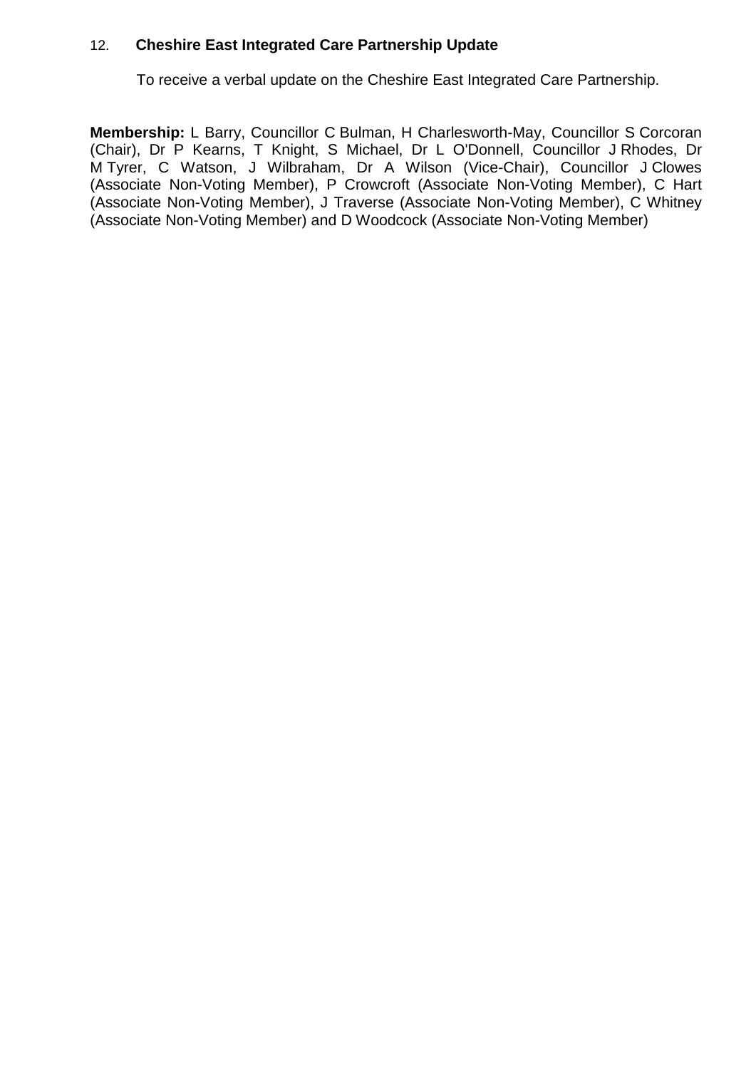12. **Cheshire East Integrated Care Partnership Update**

To receive a verbal update on the Cheshire East Integrated Care Partnership.

**Membership:** L Barry, Councillor C Bulman, H Charlesworth-May, Councillor S Corcoran (Chair), Dr P Kearns, T Knight, S Michael, Dr L O'Donnell, Councillor J Rhodes, Dr M Tyrer, C Watson, J Wilbraham, Dr A Wilson (Vice-Chair), Councillor J Clowes (Associate Non-Voting Member), P Crowcroft (Associate Non-Voting Member), C Hart (Associate Non-Voting Member), J Traverse (Associate Non-Voting Member), C Whitney (Associate Non-Voting Member) and D Woodcock (Associate Non-Voting Member)